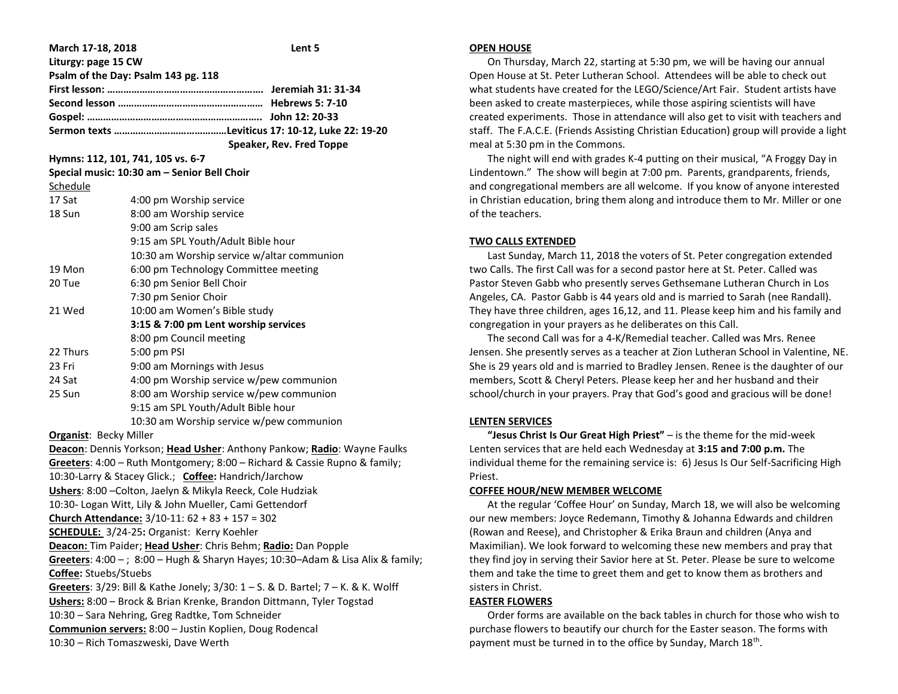**March 17-18, 2018** **Lent 5**

**Liturgy: page 15 CW**

**Psalm of the Day: Psalm 143 pg. 118**

**First lesson: ………………………………………………… Jeremiah 31: 31-34**

**Second lesson …………………………………………… Hebrews 5: 7-10**

**Gospel: …………………………………………………….. John 12: 20-33**

**Sermon texts ……………………………………Leviticus 17: 10-12, Luke 22: 19-20**

**Speaker, Rev. Fred Toppe**

**Hymns: 112, 101, 741, 105 vs. 6-7**

**Special music: 10:30 am – Senior Bell Choir**

Schedule

| | |
|---|---|
| 17 Sat | 4:00 pm Worship service |
| 18 Sun | 8:00 am Worship service |
| | 9:00 am Scrip sales |
| | 9:15 am SPL Youth/Adult Bible hour |
| | 10:30 am Worship service w/altar communion |
| 19 Mon | 6:00 pm Technology Committee meeting |
| 20 Tue | 6:30 pm Senior Bell Choir |
| | 7:30 pm Senior Choir |
| 21 Wed | 10:00 am Women's Bible study |
| | **3:15 & 7:00 pm Lent worship services** |
| | 8:00 pm Council meeting |
| 22 Thurs | 5:00 pm PSI |
| 23 Fri | 9:00 am Mornings with Jesus |
| 24 Sat | 4:00 pm Worship service w/pew communion |
| 25 Sun | 8:00 am Worship service w/pew communion |
| | 9:15 am SPL Youth/Adult Bible hour |
| | 10:30 am Worship service w/pew communion |

**Organist**: Becky Miller

**Deacon**: Dennis Yorkson; **Head Usher**: Anthony Pankow; **Radio**: Wayne Faulks

**Greeters**: 4:00 – Ruth Montgomery; 8:00 – Richard & Cassie Rupno & family; 10:30-Larry & Stacey Glick.; **Coffee:** Handrich/Jarchow

**Ushers**: 8:00 –Colton, Jaelyn & Mikyla Reeck, Cole Hudziak

10:30- Logan Witt, Lily & John Mueller, Cami Gettendorf

**Church Attendance:** 3/10-11: 62 + 83 + 157 = 302

**SCHEDULE:** 3/24-25**:** Organist: Kerry Koehler

**Deacon:** Tim Paider; **Head Usher**: Chris Behm; **Radio:** Dan Popple

**Greeters**: 4:00 – ; 8:00 – Hugh & Sharyn Hayes; 10:30–Adam & Lisa Alix & family;

**Coffee:** Stuebs/Stuebs

**Greeters**: 3/29: Bill & Kathe Jonely; 3/30: 1 – S. & D. Bartel; 7 – K. & K. Wolff

**Ushers:** 8:00 – Brock & Brian Krenke, Brandon Dittmann, Tyler Togstad

10:30 – Sara Nehring, Greg Radtke, Tom Schneider

**Communion servers:** 8:00 – Justin Koplien, Doug Rodencal

10:30 – Rich Tomaszweski, Dave Werth

## OPEN HOUSE

On Thursday, March 22, starting at 5:30 pm, we will be having our annual Open House at St. Peter Lutheran School. Attendees will be able to check out what students have created for the LEGO/Science/Art Fair. Student artists have been asked to create masterpieces, while those aspiring scientists will have created experiments. Those in attendance will also get to visit with teachers and staff. The F.A.C.E. (Friends Assisting Christian Education) group will provide a light meal at 5:30 pm in the Commons.

The night will end with grades K-4 putting on their musical, "A Froggy Day in Lindentown." The show will begin at 7:00 pm. Parents, grandparents, friends, and congregational members are all welcome. If you know of anyone interested in Christian education, bring them along and introduce them to Mr. Miller or one of the teachers.

## TWO CALLS EXTENDED

Last Sunday, March 11, 2018 the voters of St. Peter congregation extended two Calls. The first Call was for a second pastor here at St. Peter. Called was Pastor Steven Gabb who presently serves Gethsemane Lutheran Church in Los Angeles, CA. Pastor Gabb is 44 years old and is married to Sarah (nee Randall). They have three children, ages 16,12, and 11. Please keep him and his family and congregation in your prayers as he deliberates on this Call.

The second Call was for a 4-K/Remedial teacher. Called was Mrs. Renee Jensen. She presently serves as a teacher at Zion Lutheran School in Valentine, NE. She is 29 years old and is married to Bradley Jensen. Renee is the daughter of our members, Scott & Cheryl Peters. Please keep her and her husband and their school/church in your prayers. Pray that God's good and gracious will be done!

## LENTEN SERVICES

**"Jesus Christ Is Our Great High Priest"** – is the theme for the mid-week Lenten services that are held each Wednesday at **3:15 and 7:00 p.m.** The individual theme for the remaining service is: 6) Jesus Is Our Self-Sacrificing High Priest.

## COFFEE HOUR/NEW MEMBER WELCOME

At the regular 'Coffee Hour' on Sunday, March 18, we will also be welcoming our new members: Joyce Redemann, Timothy & Johanna Edwards and children (Rowan and Reese), and Christopher & Erika Braun and children (Anya and Maximilian). We look forward to welcoming these new members and pray that they find joy in serving their Savior here at St. Peter. Please be sure to welcome them and take the time to greet them and get to know them as brothers and sisters in Christ.

## EASTER FLOWERS

Order forms are available on the back tables in church for those who wish to purchase flowers to beautify our church for the Easter season. The forms with payment must be turned in to the office by Sunday, March 18th.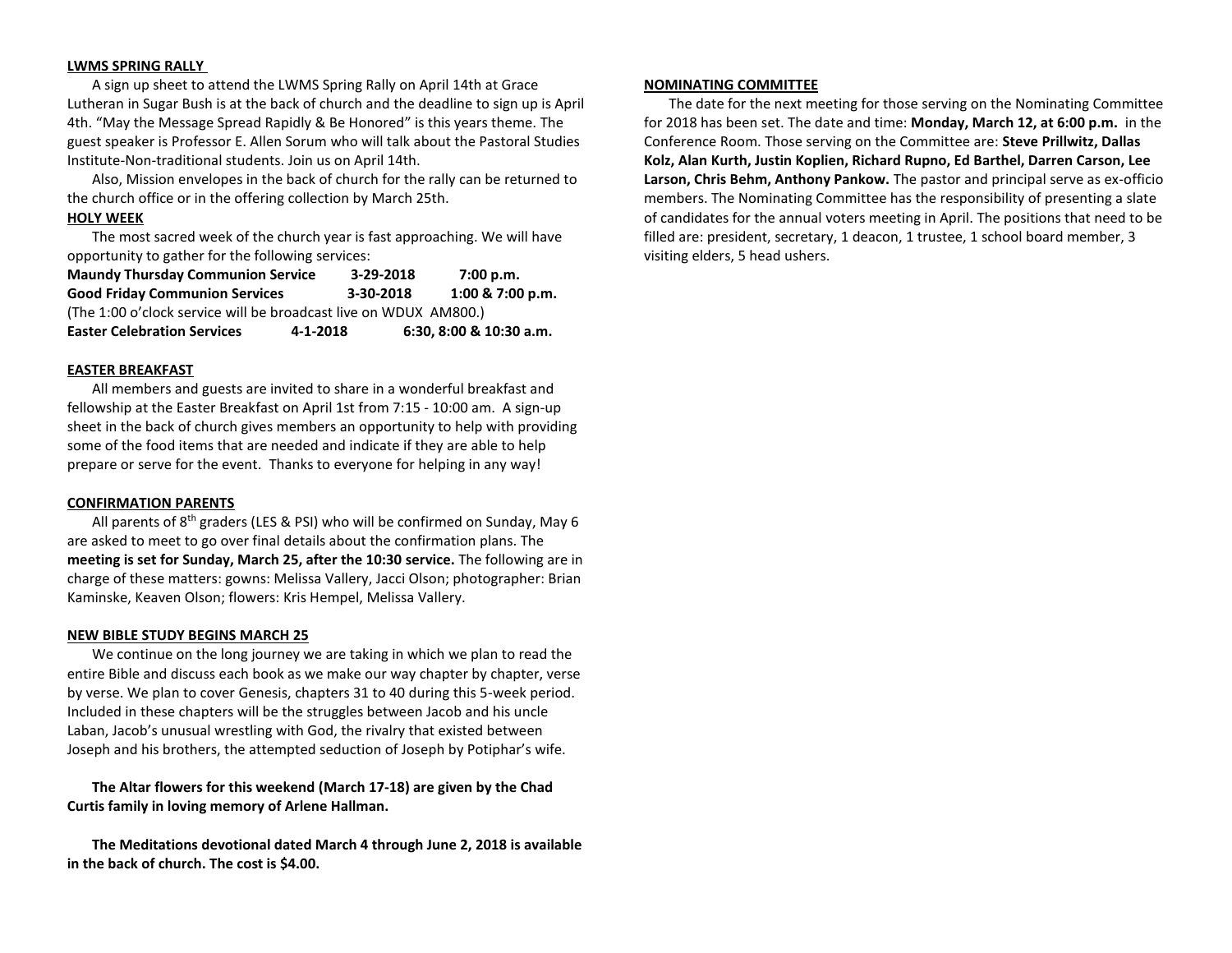**LWMS SPRING RALLY**

A sign up sheet to attend the LWMS Spring Rally on April 14th at Grace Lutheran in Sugar Bush is at the back of church and the deadline to sign up is April 4th. "May the Message Spread Rapidly & Be Honored" is this years theme. The guest speaker is Professor E. Allen Sorum who will talk about the Pastoral Studies Institute-Non-traditional students. Join us on April 14th.

Also, Mission envelopes in the back of church for the rally can be returned to the church office or in the offering collection by March 25th.

**HOLY WEEK**

The most sacred week of the church year is fast approaching. We will have opportunity to gather for the following services:

**Maundy Thursday Communion Service 3-29-2018 7:00 p.m.**
**Good Friday Communion Services 3-30-2018 1:00 & 7:00 p.m.**
(The 1:00 o'clock service will be broadcast live on WDUX AM800.)
**Easter Celebration Services 4-1-2018 6:30, 8:00 & 10:30 a.m.**

**EASTER BREAKFAST**

All members and guests are invited to share in a wonderful breakfast and fellowship at the Easter Breakfast on April 1st from 7:15 - 10:00 am. A sign-up sheet in the back of church gives members an opportunity to help with providing some of the food items that are needed and indicate if they are able to help prepare or serve for the event. Thanks to everyone for helping in any way!

**CONFIRMATION PARENTS**

All parents of 8th graders (LES & PSI) who will be confirmed on Sunday, May 6 are asked to meet to go over final details about the confirmation plans. The **meeting is set for Sunday, March 25, after the 10:30 service.** The following are in charge of these matters: gowns: Melissa Vallery, Jacci Olson; photographer: Brian Kaminske, Keaven Olson; flowers: Kris Hempel, Melissa Vallery.

**NEW BIBLE STUDY BEGINS MARCH 25**

We continue on the long journey we are taking in which we plan to read the entire Bible and discuss each book as we make our way chapter by chapter, verse by verse. We plan to cover Genesis, chapters 31 to 40 during this 5-week period. Included in these chapters will be the struggles between Jacob and his uncle Laban, Jacob's unusual wrestling with God, the rivalry that existed between Joseph and his brothers, the attempted seduction of Joseph by Potiphar's wife.

**The Altar flowers for this weekend (March 17-18) are given by the Chad Curtis family in loving memory of Arlene Hallman.**

**The Meditations devotional dated March 4 through June 2, 2018 is available in the back of church. The cost is $4.00.**

**NOMINATING COMMITTEE**

The date for the next meeting for those serving on the Nominating Committee for 2018 has been set. The date and time: **Monday, March 12, at 6:00 p.m.** in the Conference Room. Those serving on the Committee are: **Steve Prillwitz, Dallas Kolz, Alan Kurth, Justin Koplien, Richard Rupno, Ed Barthel, Darren Carson, Lee Larson, Chris Behm, Anthony Pankow.** The pastor and principal serve as ex-officio members. The Nominating Committee has the responsibility of presenting a slate of candidates for the annual voters meeting in April. The positions that need to be filled are: president, secretary, 1 deacon, 1 trustee, 1 school board member, 3 visiting elders, 5 head ushers.